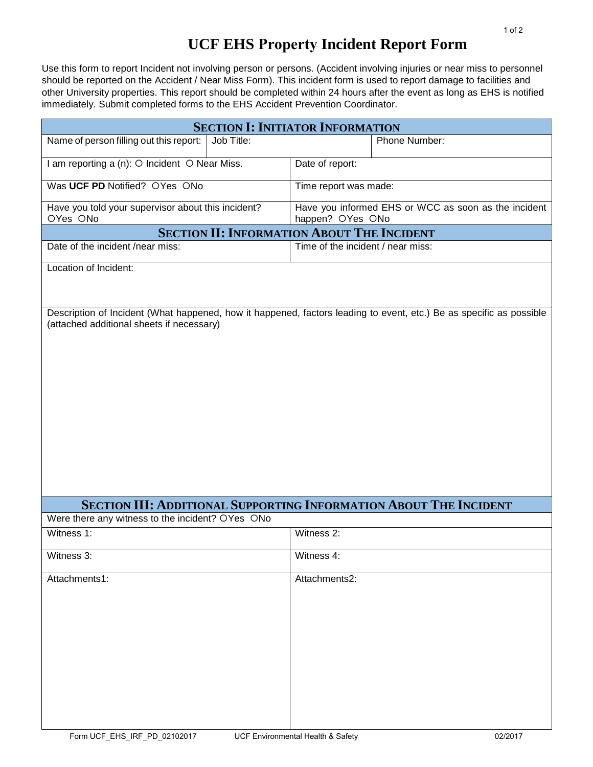# UCF EHS Property Incident Report Form

Use this form to report Incident not involving person or persons. (Accident involving injuries or near miss to personnel should be reported on the Accident / Near Miss Form). This incident form is used to report damage to facilities and other University properties. This report should be completed within 24 hours after the event as long as EHS is notified immediately. Submit completed forms to the EHS Accident Prevention Coordinator.

## SECTION I: INITIATOR INFORMATION

| Name of person filling out this report: | Job Title: | Phone Number: |
|---|---|---|
| I am reporting a (n): ○ Incident ○ Near Miss. | Date of report: | |
| Was **UCF PD** Notified? ○Yes ○No | Time report was made: | |
| Have you told your supervisor about this incident? ○Yes ○No | Have you informed EHS or WCC as soon as the incident happen? ○Yes ○No | |

## SECTION II: INFORMATION ABOUT THE INCIDENT

| Date of the incident /near miss: | Time of the incident / near miss: |
|---|---|
| Location of Incident: | |
| Description of Incident (What happened, how it happened, factors leading to event, etc.) Be as specific as possible (attached additional sheets if necessary) | |

## SECTION III: ADDITIONAL SUPPORTING INFORMATION ABOUT THE INCIDENT

| Were there any witness to the incident? ○Yes ○No | |
|---|---|
| Witness 1: | Witness 2: |
| Witness 3: | Witness 4: |
| Attachments1: | Attachments2: |

Form UCF_EHS_IRF_PD_02102017 UCF Environmental Health & Safety 02/2017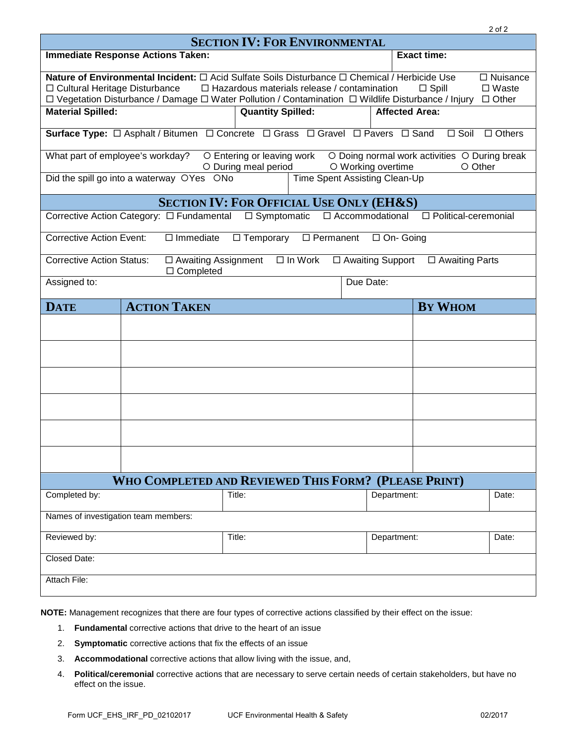## SECTION IV: FOR ENVIRONMENTAL

| | |
|---|---|
| **Immediate Response Actions Taken:** | **Exact time:** |

**Nature of Environmental Incident:** ☐ Acid Sulfate Soils Disturbance ☐ Chemical / Herbicide Use ☐ Nuisance ☐ Cultural Heritage Disturbance ☐ Hazardous materials release / contamination ☐ Spill ☐ Waste ☐ Vegetation Disturbance / Damage ☐ Water Pollution / Contamination ☐ Wildlife Disturbance / Injury ☐ Other

| | | |
|---|---|---|
| **Material Spilled:** | **Quantity Spilled:** | **Affected Area:** |

**Surface Type:** ☐ Asphalt / Bitumen ☐ Concrete ☐ Grass ☐ Gravel ☐ Pavers ☐ Sand ☐ Soil ☐ Others

What part of employee's workday? ○ Entering or leaving work ○ Doing normal work activities ○ During break ○ During meal period ○ Working overtime ○ Other

| | |
|---|---|
| Did the spill go into a waterway ○Yes ○No | Time Spent Assisting Clean-Up |

## SECTION IV: FOR OFFICIAL USE ONLY (EH&S)

Corrective Action Category: ☐ Fundamental ☐ Symptomatic ☐ Accommodational ☐ Political-ceremonial

Corrective Action Event: ☐ Immediate ☐ Temporary ☐ Permanent ☐ On- Going

Corrective Action Status: ☐ Awaiting Assignment ☐ In Work ☐ Awaiting Support ☐ Awaiting Parts ☐ Completed

| | |
|---|---|
| Assigned to: | Due Date: |

| DATE | ACTION TAKEN | BY WHOM |
|---|---|---|
| | | |
| | | |
| | | |
| | | |
| | | |
| | | |

## WHO COMPLETED AND REVIEWED THIS FORM? (PLEASE PRINT)

| | | | |
|---|---|---|---|
| Completed by: | Title: | Department: | Date: |
| Names of investigation team members: | | | |
| Reviewed by: | Title: | Department: | Date: |
| Closed Date: | | | |
| Attach File: | | | |

**NOTE:** Management recognizes that there are four types of corrective actions classified by their effect on the issue:

1. **Fundamental** corrective actions that drive to the heart of an issue
2. **Symptomatic** corrective actions that fix the effects of an issue
3. **Accommodational** corrective actions that allow living with the issue, and,
4. **Political/ceremonial** corrective actions that are necessary to serve certain needs of certain stakeholders, but have no effect on the issue.

Form UCF_EHS_IRF_PD_02102017 UCF Environmental Health & Safety 02/2017